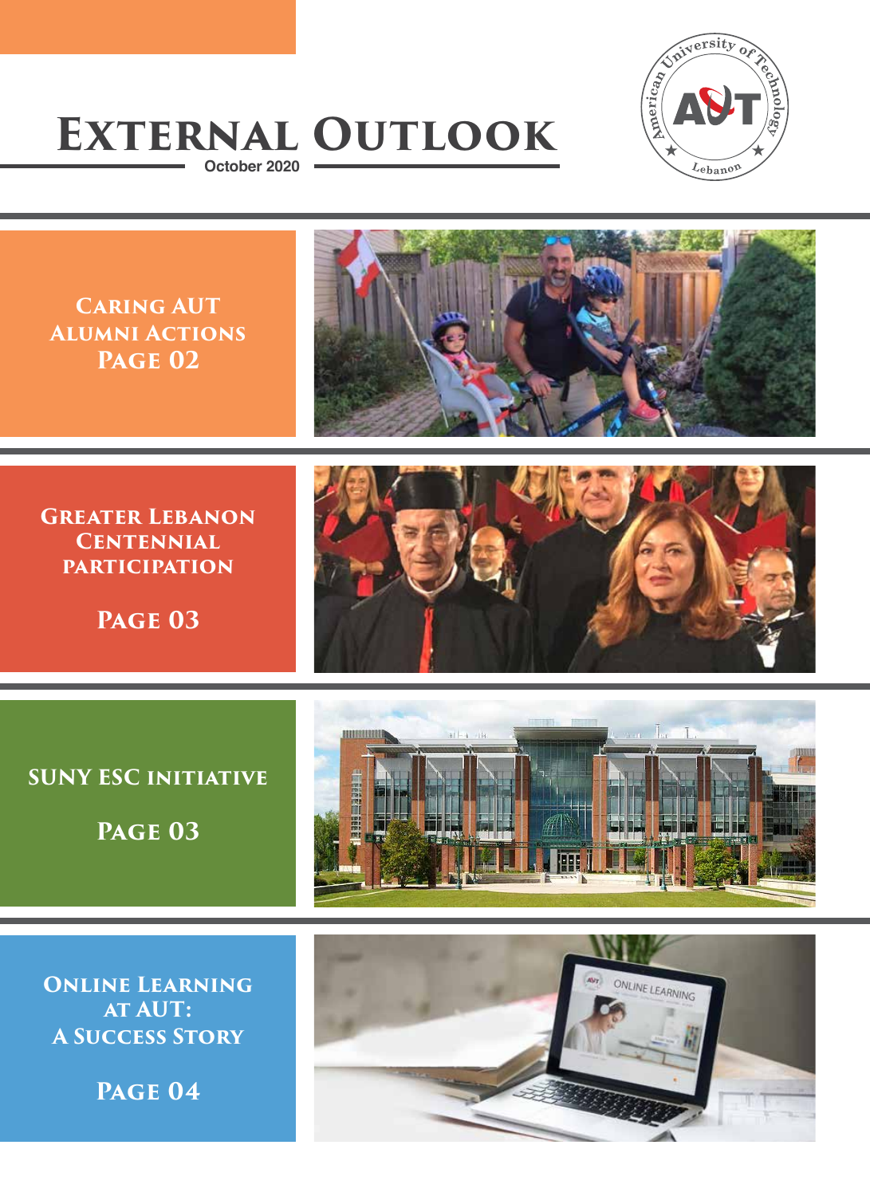# EXTERNAL OUTLOOK

October 2020

American University of Technology
AUT
Lebanon

**CARING AUT ALUMNI ACTIONS**
**PAGE 02**

**GREATER LEBANON CENTENNIAL PARTICIPATION**

**PAGE 03**

**SUNY ESC INITIATIVE**

**PAGE 03**

**ONLINE LEARNING AT AUT: A SUCCESS STORY**

**PAGE 04**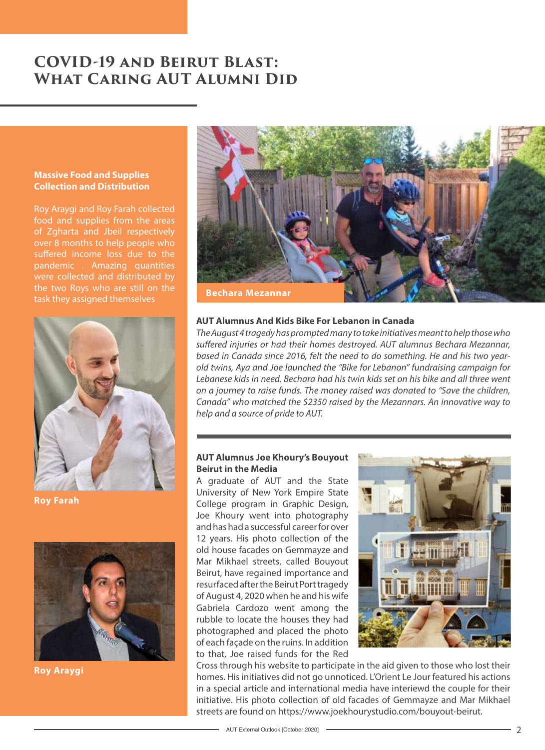# COVID-19 and Beirut Blast: What Caring AUT Alumni Did

**Massive Food and Supplies Collection and Distribution**

Roy Araygi and Roy Farah collected food and supplies from the areas of Zgharta and Jbeil respectively over 8 months to help people who suffered income loss due to the pandemic . Amazing quantities were collected and distributed by the two Roys who are still on the task they assigned themselves

Roy Farah

Roy Araygi

Bechara Mezannar

**AUT Alumnus And Kids Bike For Lebanon in Canada**

*The August 4 tragedy has prompted many to take initiatives meant to help those who suffered injuries or had their homes destroyed. AUT alumnus Bechara Mezannar, based in Canada since 2016, felt the need to do something. He and his two year-old twins, Aya and Joe launched the "Bike for Lebanon" fundraising campaign for Lebanese kids in need. Bechara had his twin kids set on his bike and all three went on a journey to raise funds. The money raised was donated to "Save the children, Canada" who matched the $2350 raised by the Mezannars. An innovative way to help and a source of pride to AUT.*

**AUT Alumnus Joe Khoury's Bouyout Beirut in the Media**

A graduate of AUT and the State University of New York Empire State College program in Graphic Design, Joe Khoury went into photography and has had a successful career for over 12 years. His photo collection of the old house facades on Gemmayze and Mar Mikhael streets, called Bouyout Beirut, have regained importance and resurfaced after the Beirut Port tragedy of August 4, 2020 when he and his wife Gabriela Cardozo went among the rubble to locate the houses they had photographed and placed the photo of each façade on the ruins. In addition to that, Joe raised funds for the Red Cross through his website to participate in the aid given to those who lost their homes. His initiatives did not go unnoticed. L'Orient Le Jour featured his actions in a special article and international media have interiewd the couple for their initiative. His photo collection of old facades of Gemmayze and Mar Mikhael streets are found on https://www.joekhourystudio.com/bouyout-beirut.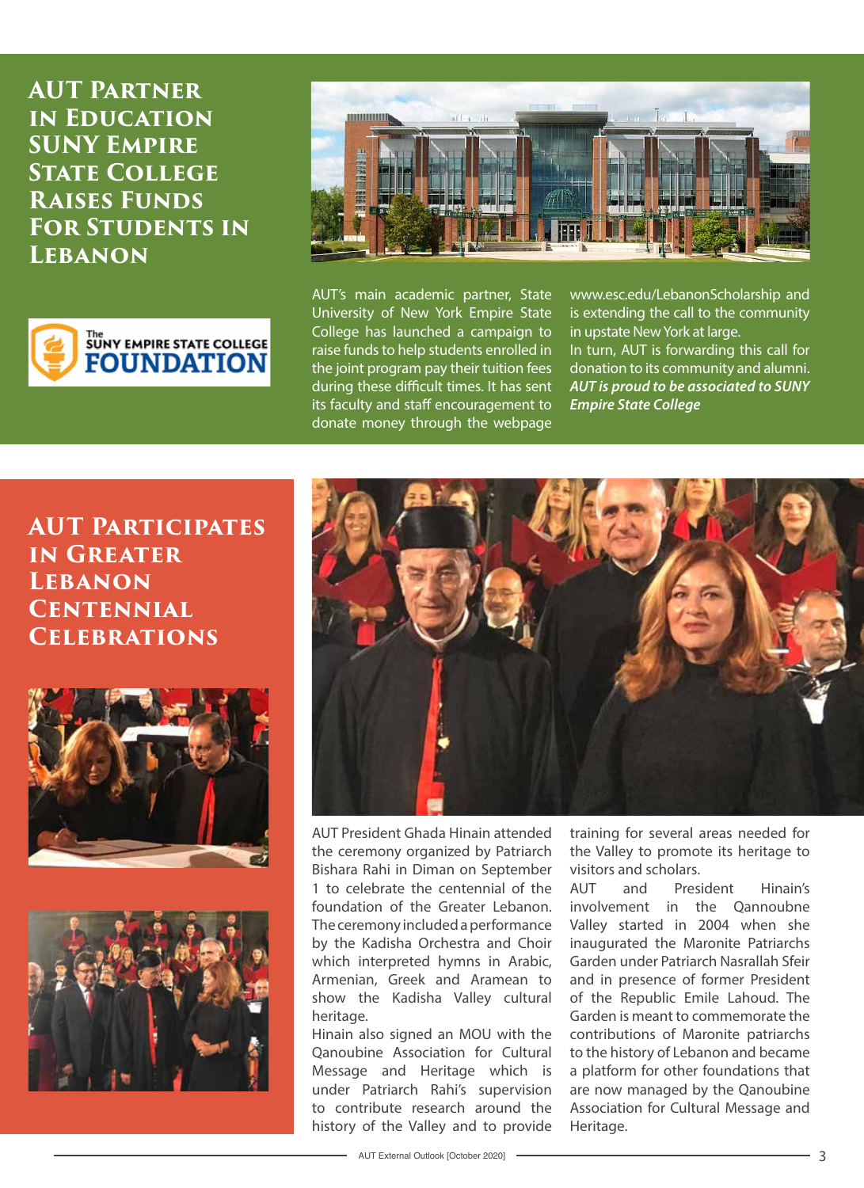# AUT Partner in Education SUNY Empire State College Raises Funds For Students in Lebanon

AUT's main academic partner, State University of New York Empire State College has launched a campaign to raise funds to help students enrolled in the joint program pay their tuition fees during these difficult times. It has sent its faculty and staff encouragement to donate money through the webpage www.esc.edu/LebanonScholarship and is extending the call to the community in upstate New York at large.

In turn, AUT is forwarding this call for donation to its community and alumni.

***AUT is proud to be associated to SUNY Empire State College***

# AUT Participates in Greater Lebanon Centennial Celebrations

AUT President Ghada Hinain attended the ceremony organized by Patriarch Bishara Rahi in Diman on September 1 to celebrate the centennial of the foundation of the Greater Lebanon. The ceremony included a performance by the Kadisha Orchestra and Choir which interpreted hymns in Arabic, Armenian, Greek and Aramean to show the Kadisha Valley cultural heritage.

Hinain also signed an MOU with the Qanoubine Association for Cultural Message and Heritage which is under Patriarch Rahi's supervision to contribute research around the history of the Valley and to provide training for several areas needed for the Valley to promote its heritage to visitors and scholars.

AUT and President Hinain's involvement in the Qannoubne Valley started in 2004 when she inaugurated the Maronite Patriarchs Garden under Patriarch Nasrallah Sfeir and in presence of former President of the Republic Emile Lahoud. The Garden is meant to commemorate the contributions of Maronite patriarchs to the history of Lebanon and became a platform for other foundations that are now managed by the Qanoubine Association for Cultural Message and Heritage.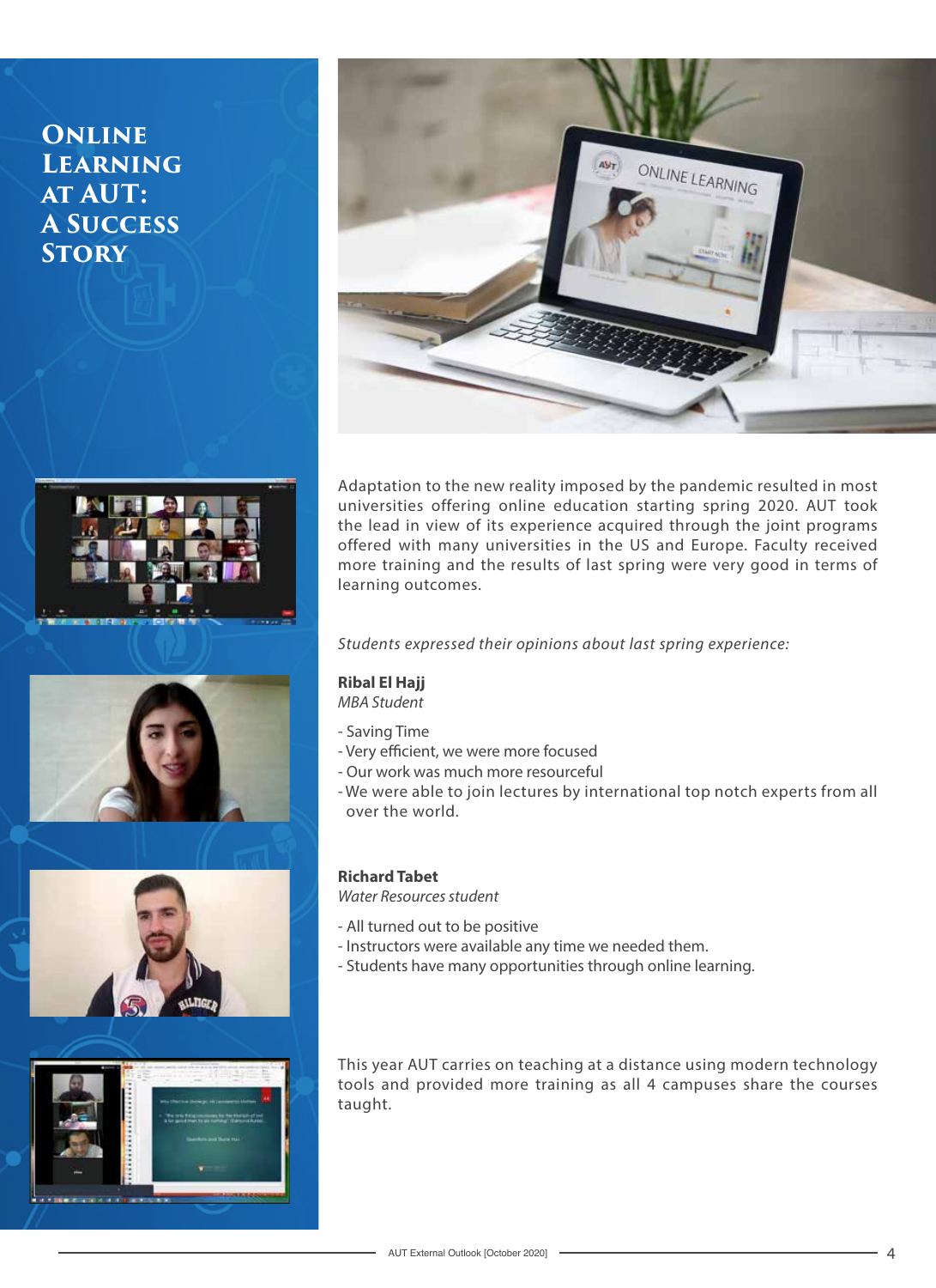# Online Learning at AUT: A Success Story

Adaptation to the new reality imposed by the pandemic resulted in most universities offering online education starting spring 2020. AUT took the lead in view of its experience acquired through the joint programs offered with many universities in the US and Europe. Faculty received more training and the results of last spring were very good in terms of learning outcomes.

*Students expressed their opinions about last spring experience:*

**Ribal El Hajj**
*MBA Student*

- Saving Time
- Very efficient, we were more focused
- Our work was much more resourceful
- We were able to join lectures by international top notch experts from all over the world.

**Richard Tabet**
*Water Resources student*

- All turned out to be positive
- Instructors were available any time we needed them.
- Students have many opportunities through online learning.

This year AUT carries on teaching at a distance using modern technology tools and provided more training as all 4 campuses share the courses taught.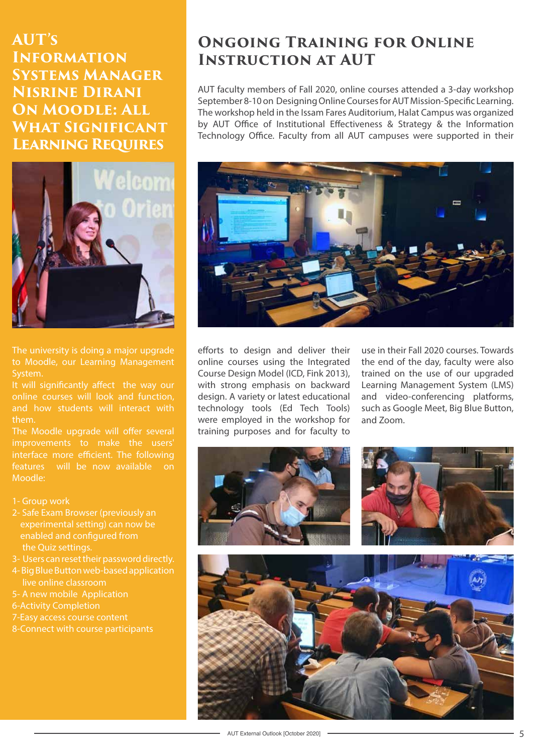# AUT's Information Systems Manager Nisrine Dirani on Moodle: All What Significant Learning Requires

The university is doing a major upgrade to Moodle, our Learning Management System.

It will significantly affect the way our online courses will look and function, and how students will interact with them.

The Moodle upgrade will offer several improvements to make the users' interface more efficient. The following features will be now available on Moodle:

1- Group work
2- Safe Exam Browser (previously an experimental setting) can now be enabled and configured from the Quiz settings.
3- Users can reset their password directly.
4- Big Blue Button web-based application live online classroom
5- A new mobile Application
6-Activity Completion
7-Easy access course content
8-Connect with course participants

# Ongoing Training for Online Instruction at AUT

AUT faculty members of Fall 2020, online courses attended a 3-day workshop September 8-10 on Designing Online Courses for AUT Mission-Specific Learning. The workshop held in the Issam Fares Auditorium, Halat Campus was organized by AUT Office of Institutional Effectiveness & Strategy & the Information Technology Office. Faculty from all AUT campuses were supported in their efforts to design and deliver their online courses using the Integrated Course Design Model (ICD, Fink 2013), with strong emphasis on backward design. A variety or latest educational technology tools (Ed Tech Tools) were employed in the workshop for training purposes and for faculty to use in their Fall 2020 courses. Towards the end of the day, faculty were also trained on the use of our upgraded Learning Management System (LMS) and video-conferencing platforms, such as Google Meet, Big Blue Button, and Zoom.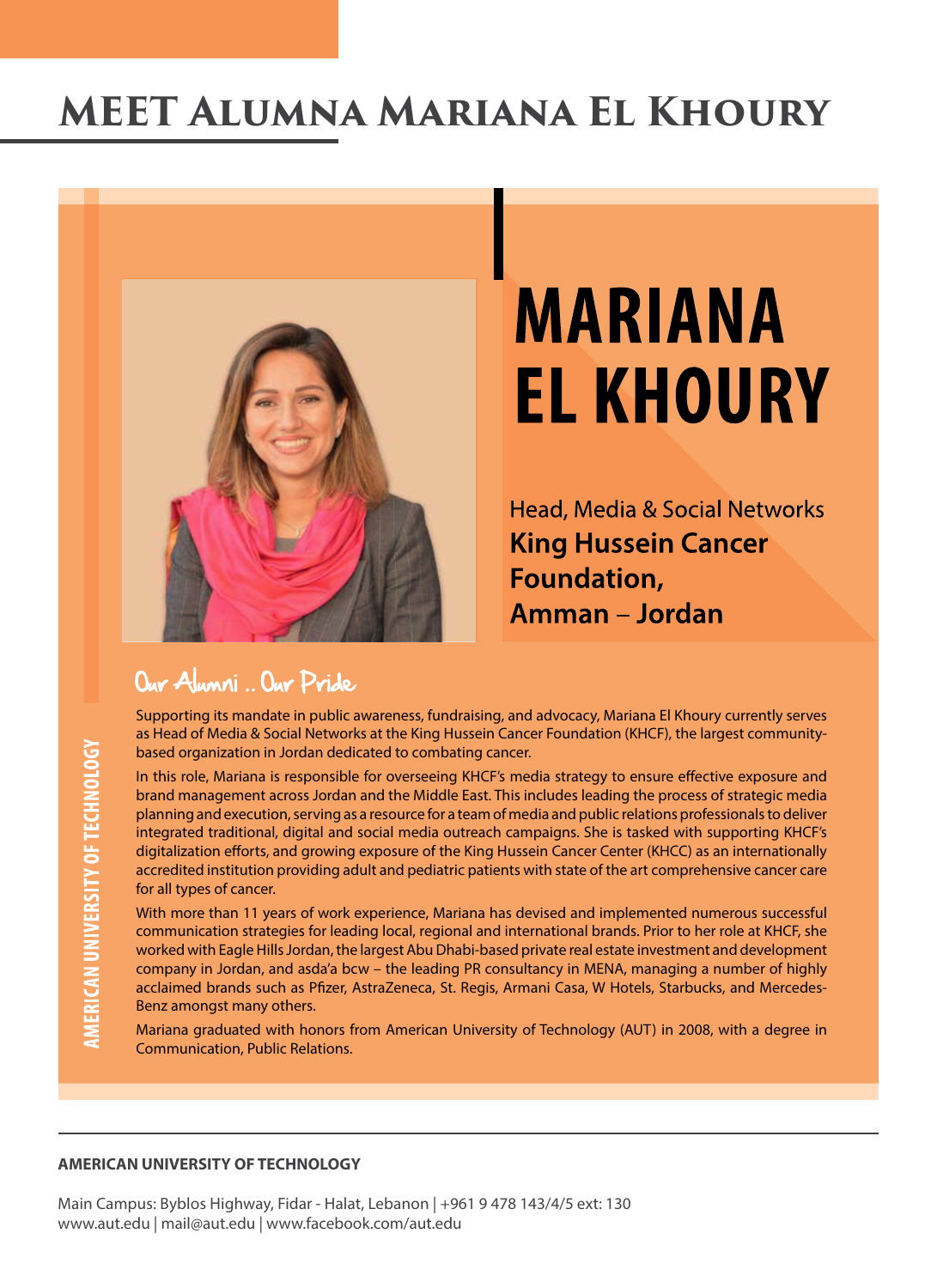# MEET ALUMNA MARIANA EL KHOURY

## MARIANA EL KHOURY

Head, Media & Social Networks
**King Hussein Cancer Foundation, Amman – Jordan**

### Our Alumni .. Our Pride

Supporting its mandate in public awareness, fundraising, and advocacy, Mariana El Khoury currently serves as Head of Media & Social Networks at the King Hussein Cancer Foundation (KHCF), the largest community-based organization in Jordan dedicated to combating cancer.

In this role, Mariana is responsible for overseeing KHCF's media strategy to ensure effective exposure and brand management across Jordan and the Middle East. This includes leading the process of strategic media planning and execution, serving as a resource for a team of media and public relations professionals to deliver integrated traditional, digital and social media outreach campaigns. She is tasked with supporting KHCF's digitalization efforts, and growing exposure of the King Hussein Cancer Center (KHCC) as an internationally accredited institution providing adult and pediatric patients with state of the art comprehensive cancer care for all types of cancer.

With more than 11 years of work experience, Mariana has devised and implemented numerous successful communication strategies for leading local, regional and international brands. Prior to her role at KHCF, she worked with Eagle Hills Jordan, the largest Abu Dhabi-based private real estate investment and development company in Jordan, and asda'a bcw – the leading PR consultancy in MENA, managing a number of highly acclaimed brands such as Pfizer, AstraZeneca, St. Regis, Armani Casa, W Hotels, Starbucks, and Mercedes-Benz amongst many others.

Mariana graduated with honors from American University of Technology (AUT) in 2008, with a degree in Communication, Public Relations.

AMERICAN UNIVERSITY OF TECHNOLOGY

**AMERICAN UNIVERSITY OF TECHNOLOGY**

Main Campus: Byblos Highway, Fidar - Halat, Lebanon | +961 9 478 143/4/5 ext: 130
www.aut.edu | mail@aut.edu | www.facebook.com/aut.edu